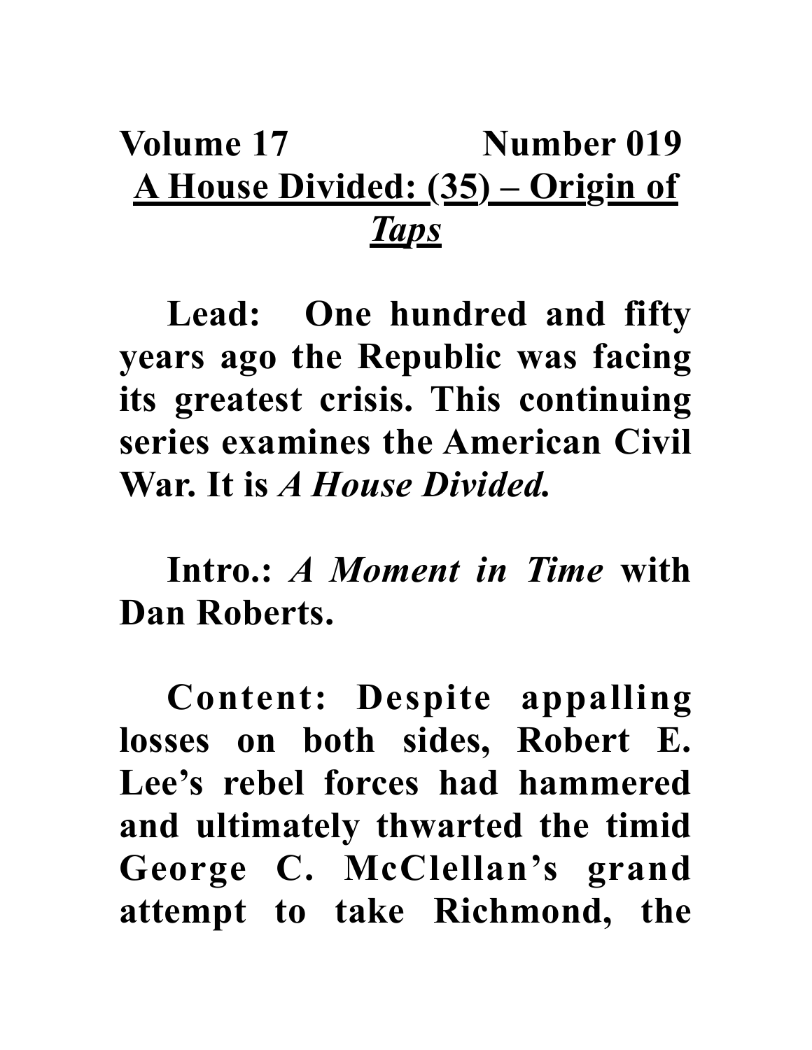**Volume 17 Number 019**

# A House Divided: (35) – Origin of *Taps*

**Lead:** One hundred and fifty years ago the Republic was facing its greatest crisis. This continuing series examines the American Civil War. It is *A House Divided.*

**Intro.:** *A Moment in Time* with Dan Roberts.

**Content:** Despite appalling losses on both sides, Robert E. Lee's rebel forces had hammered and ultimately thwarted the timid George C. McClellan's grand attempt to take Richmond, the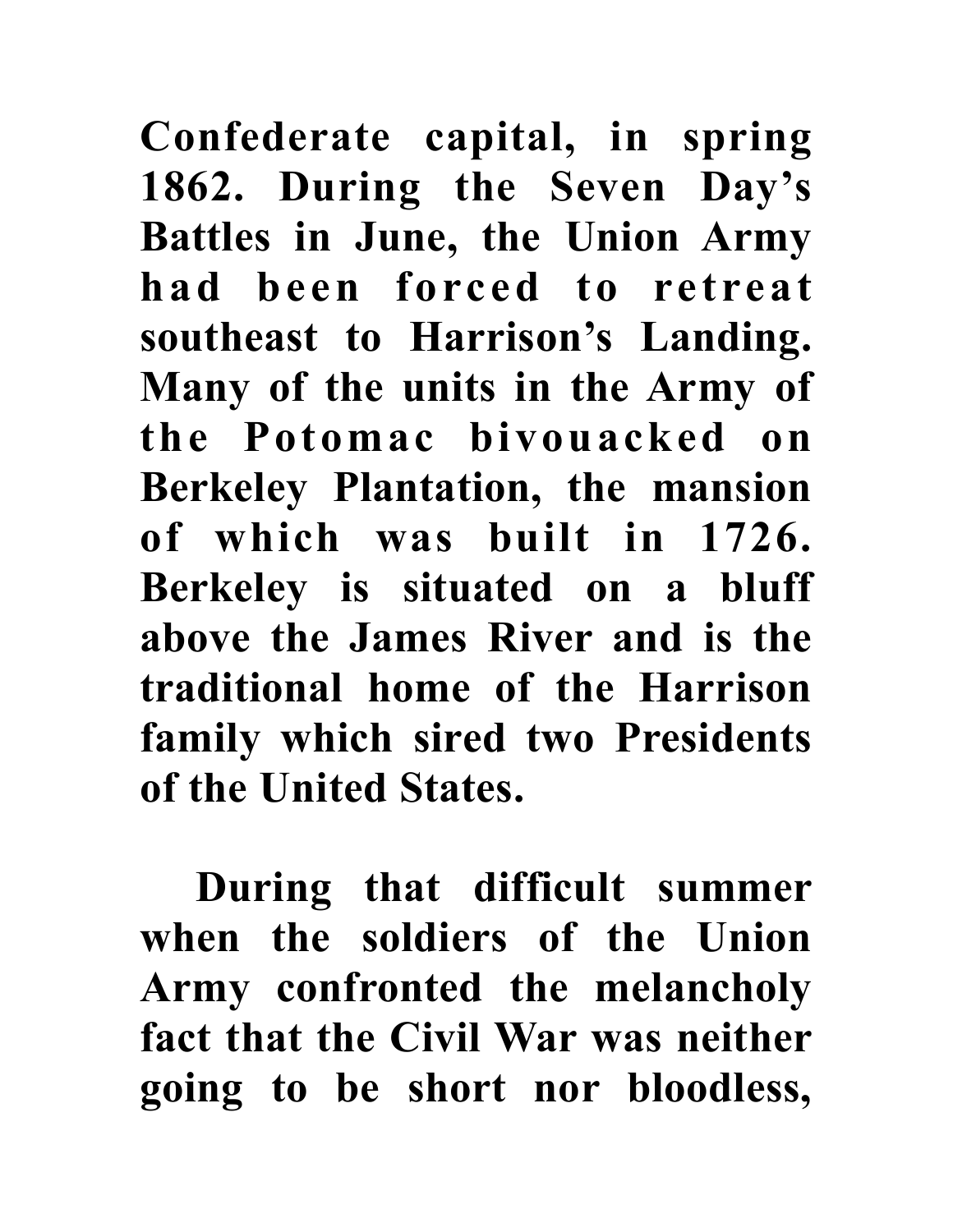**Confederate capital, in spring 1862. During the Seven Day's Battles in June, the Union Army had been forced to retreat southeast to Harrison's Landing. Many of the units in the Army of the Potomac bivouacked on Berkeley Plantation, the mansion of which was built in 1726. Berkeley is situated on a bluff above the James River and is the traditional home of the Harrison family which sired two Presidents of the United States.**

**During that difficult summer when the soldiers of the Union Army confronted the melancholy fact that the Civil War was neither going to be short nor bloodless,**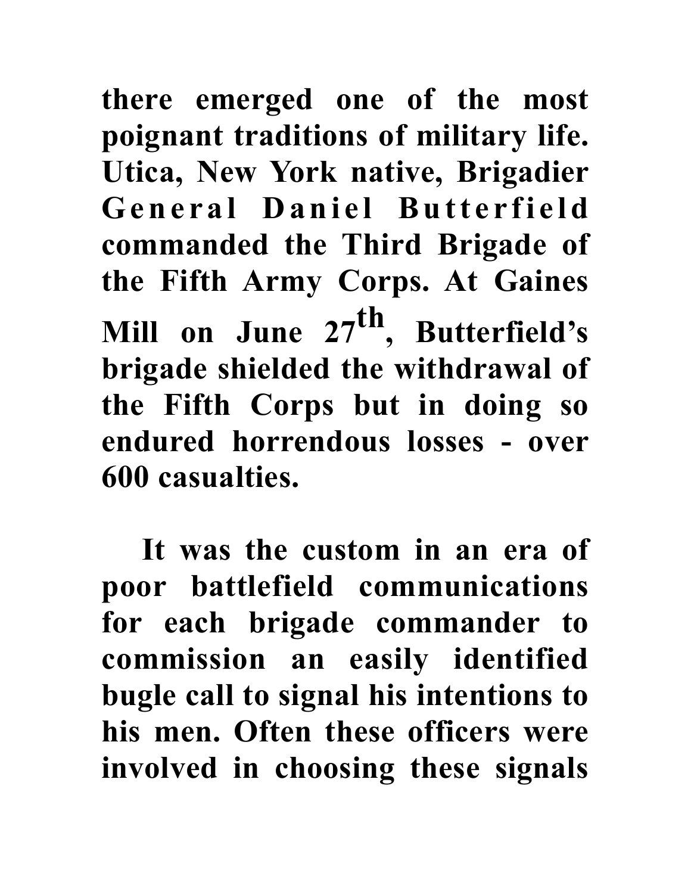**there emerged one of the most poignant traditions of military life. Utica, New York native, Brigadier General Daniel Butterfield commanded the Third Brigade of the Fifth Army Corps. At Gaines Mill on June 27th, Butterfield's brigade shielded the withdrawal of the Fifth Corps but in doing so endured horrendous losses - over 600 casualties.**

**It was the custom in an era of poor battlefield communications for each brigade commander to commission an easily identified bugle call to signal his intentions to his men. Often these officers were involved in choosing these signals**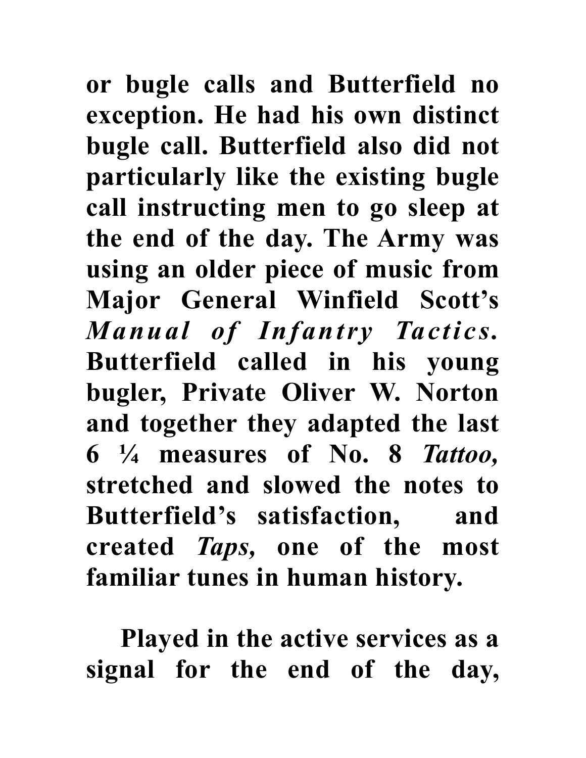**or bugle calls and Butterfield no exception. He had his own distinct bugle call. Butterfield also did not particularly like the existing bugle call instructing men to go sleep at the end of the day. The Army was using an older piece of music from Major General Winfield Scott's *Manual of Infantry Tactics*. Butterfield called in his young bugler, Private Oliver W. Norton and together they adapted the last 6 ¼ measures of No. 8 *Tattoo,* stretched and slowed the notes to Butterfield's satisfaction, and created *Taps,* one of the most familiar tunes in human history.**

**Played in the active services as a signal for the end of the day,**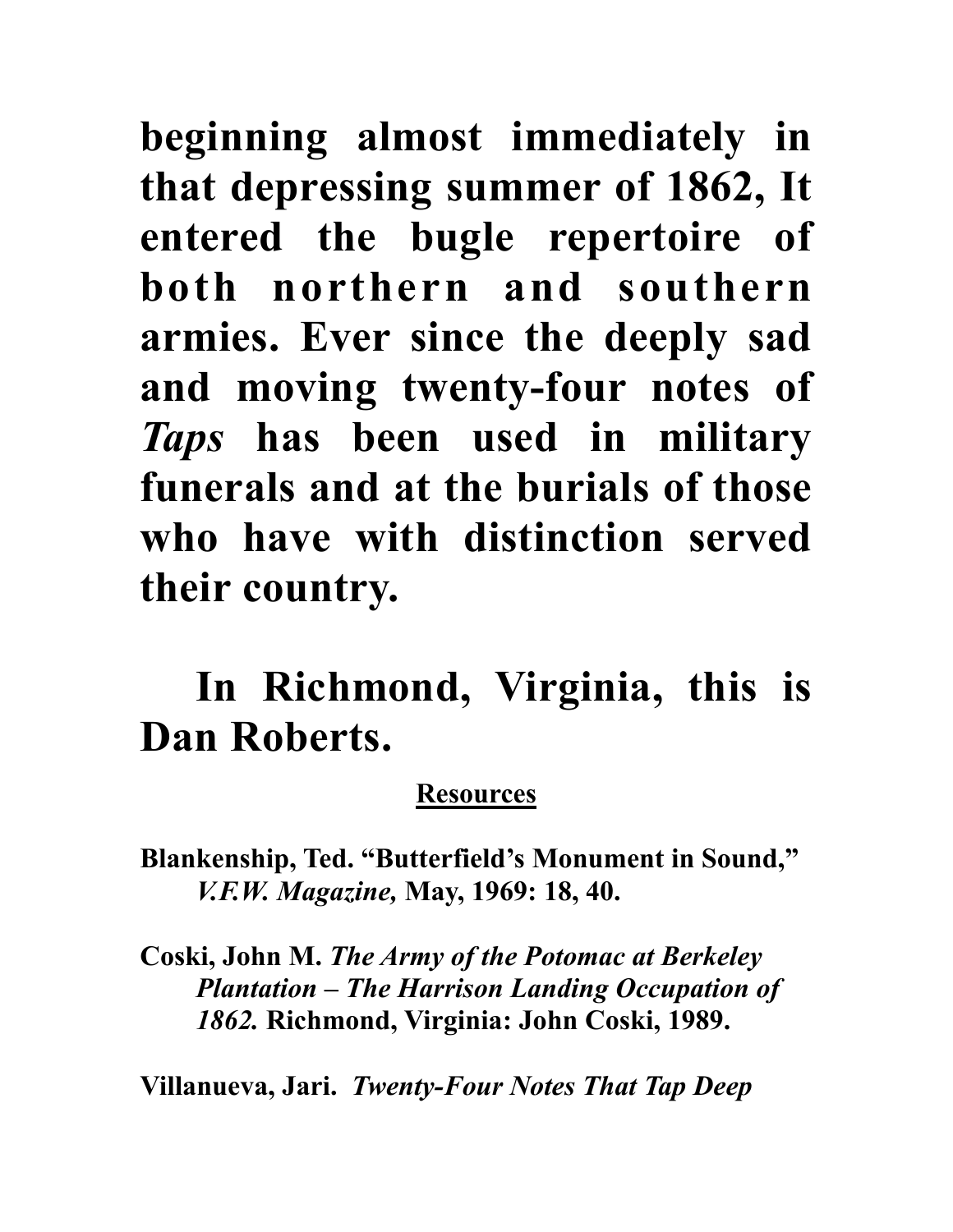**beginning almost immediately in that depressing summer of 1862, It entered the bugle repertoire of both northern and southern armies. Ever since the deeply sad and moving twenty-four notes of *Taps* has been used in military funerals and at the burials of those who have with distinction served their country.**

**In Richmond, Virginia, this is Dan Roberts.**

**Resources**

**Blankenship, Ted. "Butterfield's Monument in Sound," *V.F.W. Magazine,* May, 1969: 18, 40.**

**Coski, John M. *The Army of the Potomac at Berkeley Plantation – The Harrison Landing Occupation of 1862.* Richmond, Virginia: John Coski, 1989.**

**Villanueva, Jari. *Twenty-Four Notes That Tap Deep***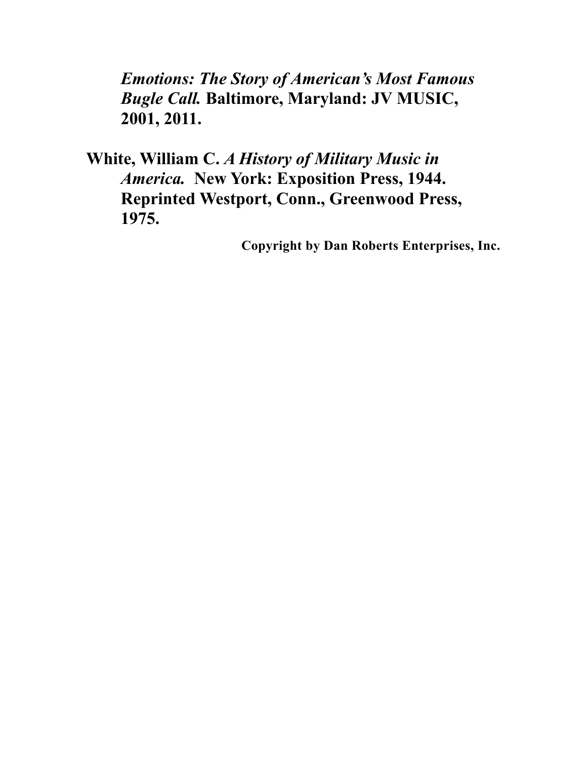*Emotions: The Story of American's Most Famous Bugle Call.* **Baltimore, Maryland: JV MUSIC, 2001, 2011.**

**White, William C.** ***A History of Military Music in America.*** **New York: Exposition Press, 1944. Reprinted Westport, Conn., Greenwood Press, 1975.**

**Copyright by Dan Roberts Enterprises, Inc.**